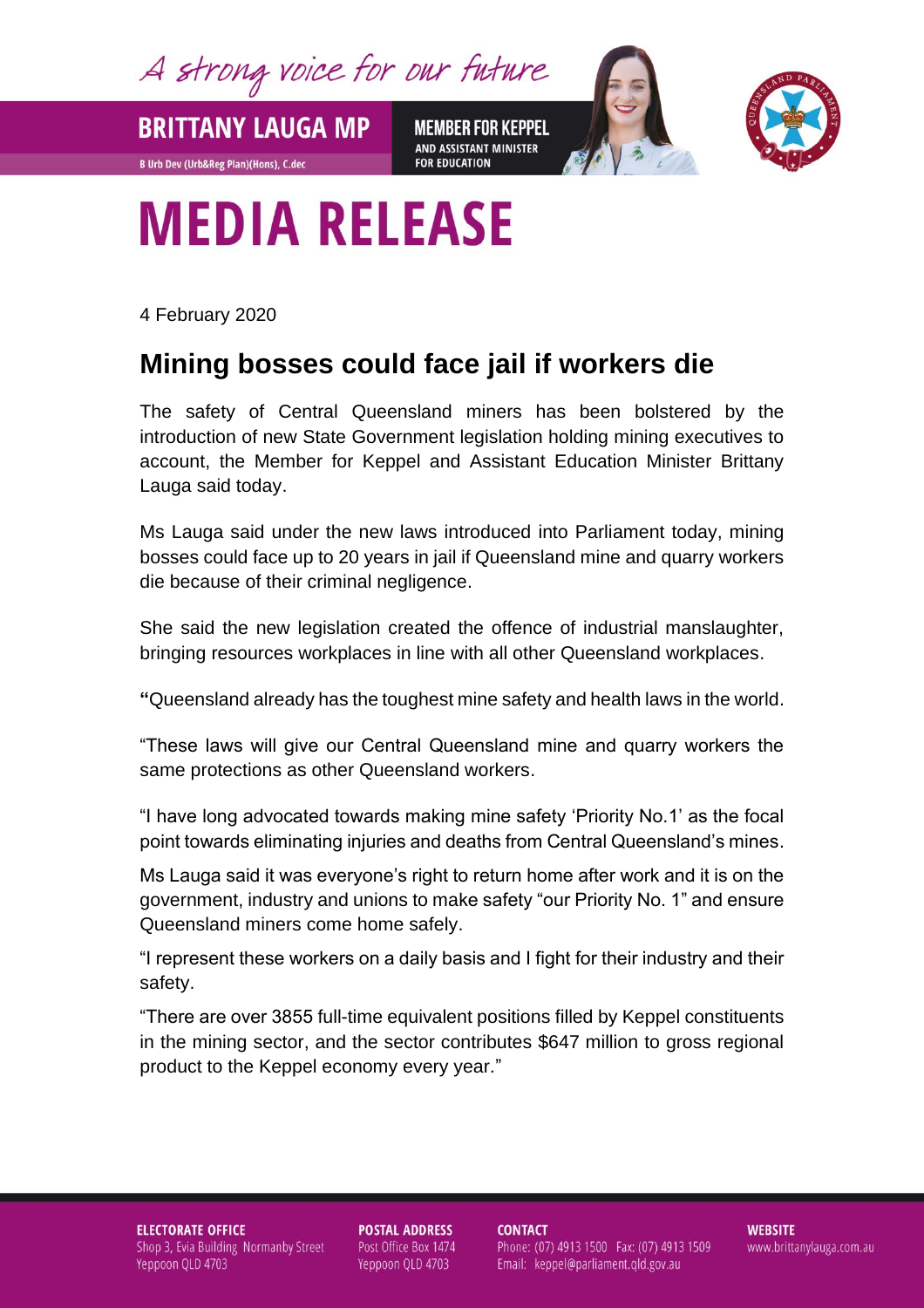A strong voice for our future

**BRITTANY LAUGA MP**

B Urb Dev (Urb&Reg Plan)(Hons), C.dec

**MEMBER FOR KEPPEL**
AND ASSISTANT MINISTER FOR EDUCATION

# MEDIA RELEASE

4 February 2020

## Mining bosses could face jail if workers die

The safety of Central Queensland miners has been bolstered by the introduction of new State Government legislation holding mining executives to account, the Member for Keppel and Assistant Education Minister Brittany Lauga said today.

Ms Lauga said under the new laws introduced into Parliament today, mining bosses could face up to 20 years in jail if Queensland mine and quarry workers die because of their criminal negligence.

She said the new legislation created the offence of industrial manslaughter, bringing resources workplaces in line with all other Queensland workplaces.

"Queensland already has the toughest mine safety and health laws in the world.

"These laws will give our Central Queensland mine and quarry workers the same protections as other Queensland workers.

"I have long advocated towards making mine safety 'Priority No.1' as the focal point towards eliminating injuries and deaths from Central Queensland's mines.

Ms Lauga said it was everyone's right to return home after work and it is on the government, industry and unions to make safety "our Priority No. 1" and ensure Queensland miners come home safely.

"I represent these workers on a daily basis and I fight for their industry and their safety.

"There are over 3855 full-time equivalent positions filled by Keppel constituents in the mining sector, and the sector contributes $647 million to gross regional product to the Keppel economy every year."

**ELECTORATE OFFICE**
Shop 3, Evia Building Normanby Street
Yeppoon QLD 4703

**POSTAL ADDRESS**
Post Office Box 1474
Yeppoon QLD 4703

**CONTACT**
Phone: (07) 4913 1500 Fax: (07) 4913 1509
Email: keppel@parliament.qld.gov.au

**WEBSITE**
www.brittanylauga.com.au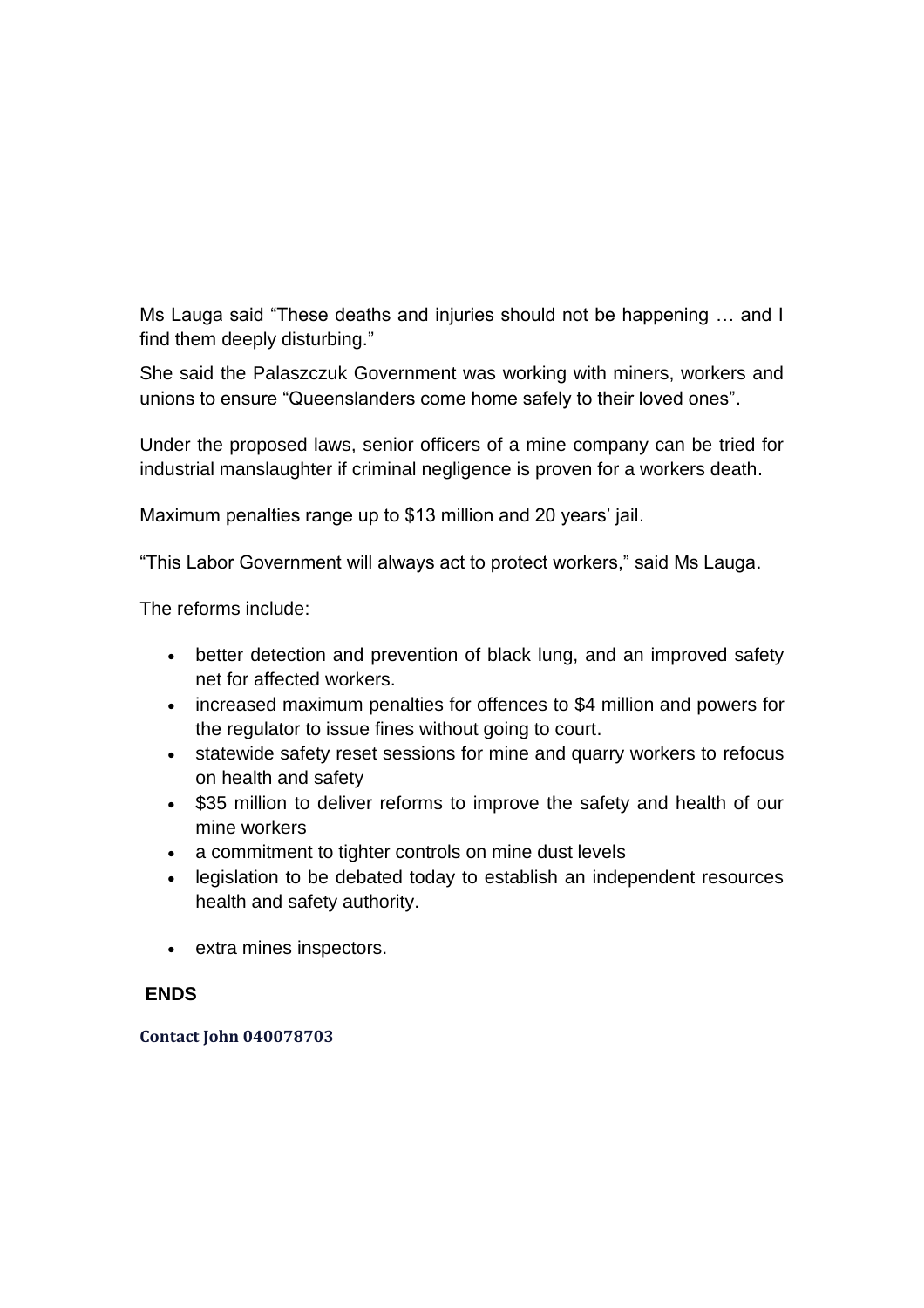Ms Lauga said “These deaths and injuries should not be happening … and I find them deeply disturbing.”

She said the Palaszczuk Government was working with miners, workers and unions to ensure “Queenslanders come home safely to their loved ones”.

Under the proposed laws, senior officers of a mine company can be tried for industrial manslaughter if criminal negligence is proven for a workers death.

Maximum penalties range up to $13 million and 20 years’ jail.

“This Labor Government will always act to protect workers,” said Ms Lauga.

The reforms include:

- better detection and prevention of black lung, and an improved safety net for affected workers.
- increased maximum penalties for offences to $4 million and powers for the regulator to issue fines without going to court.
- statewide safety reset sessions for mine and quarry workers to refocus on health and safety
- $35 million to deliver reforms to improve the safety and health of our mine workers
- a commitment to tighter controls on mine dust levels
- legislation to be debated today to establish an independent resources health and safety authority.
- extra mines inspectors.

**ENDS**

**Contact John 040078703**